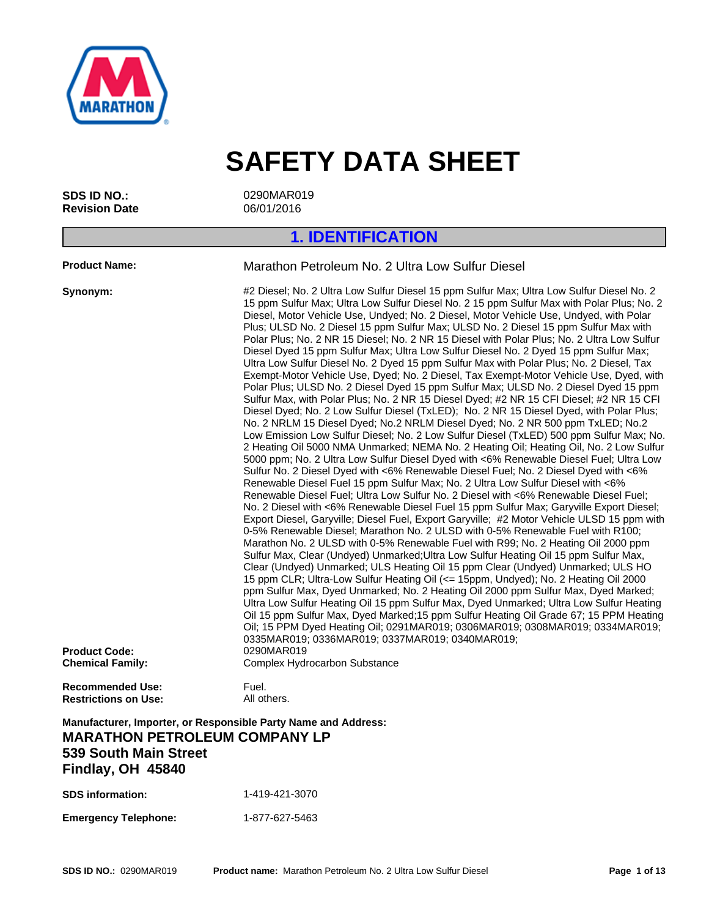# SAFETY DATA SHEET

**SDS ID NO.:** 0290MAR019
**Revision Date** 06/01/2016

## 1. IDENTIFICATION

**Product Name:** Marathon Petroleum No. 2 Ultra Low Sulfur Diesel

**Synonym:** #2 Diesel; No. 2 Ultra Low Sulfur Diesel 15 ppm Sulfur Max; Ultra Low Sulfur Diesel No. 2 15 ppm Sulfur Max; Ultra Low Sulfur Diesel No. 2 15 ppm Sulfur Max with Polar Plus; No. 2 Diesel, Motor Vehicle Use, Undyed; No. 2 Diesel, Motor Vehicle Use, Undyed, with Polar Plus; ULSD No. 2 Diesel 15 ppm Sulfur Max; ULSD No. 2 Diesel 15 ppm Sulfur Max with Polar Plus; No. 2 NR 15 Diesel; No. 2 NR 15 Diesel with Polar Plus; No. 2 Ultra Low Sulfur Diesel Dyed 15 ppm Sulfur Max; Ultra Low Sulfur Diesel No. 2 Dyed 15 ppm Sulfur Max; Ultra Low Sulfur Diesel No. 2 Dyed 15 ppm Sulfur Max with Polar Plus; No. 2 Diesel, Tax Exempt-Motor Vehicle Use, Dyed; No. 2 Diesel, Tax Exempt-Motor Vehicle Use, Dyed, with Polar Plus; ULSD No. 2 Diesel Dyed 15 ppm Sulfur Max; ULSD No. 2 Diesel Dyed 15 ppm Sulfur Max, with Polar Plus; No. 2 NR 15 Diesel Dyed; #2 NR 15 CFI Diesel; #2 NR 15 CFI Diesel Dyed; No. 2 Low Sulfur Diesel (TxLED); No. 2 NR 15 Diesel Dyed, with Polar Plus; No. 2 NRLM 15 Diesel Dyed; No.2 NRLM Diesel Dyed; No. 2 NR 500 ppm TxLED; No.2 Low Emission Low Sulfur Diesel; No. 2 Low Sulfur Diesel (TxLED) 500 ppm Sulfur Max; No. 2 Heating Oil 5000 NMA Unmarked; NEMA No. 2 Heating Oil; Heating Oil, No. 2 Low Sulfur 5000 ppm; No. 2 Ultra Low Sulfur Diesel Dyed with <6% Renewable Diesel Fuel; Ultra Low Sulfur No. 2 Diesel Dyed with <6% Renewable Diesel Fuel; No. 2 Diesel Dyed with <6% Renewable Diesel Fuel 15 ppm Sulfur Max; No. 2 Ultra Low Sulfur Diesel with <6% Renewable Diesel Fuel; Ultra Low Sulfur No. 2 Diesel with <6% Renewable Diesel Fuel; No. 2 Diesel with <6% Renewable Diesel Fuel 15 ppm Sulfur Max; Garyville Export Diesel; Export Diesel, Garyville; Diesel Fuel, Export Garyville; #2 Motor Vehicle ULSD 15 ppm with 0-5% Renewable Diesel; Marathon No. 2 ULSD with 0-5% Renewable Fuel with R100; Marathon No. 2 ULSD with 0-5% Renewable Fuel with R99; No. 2 Heating Oil 2000 ppm Sulfur Max, Clear (Undyed) Unmarked;Ultra Low Sulfur Heating Oil 15 ppm Sulfur Max, Clear (Undyed) Unmarked; ULS Heating Oil 15 ppm Clear (Undyed) Unmarked; ULS HO 15 ppm CLR; Ultra-Low Sulfur Heating Oil (<= 15ppm, Undyed); No. 2 Heating Oil 2000 ppm Sulfur Max, Dyed Unmarked; No. 2 Heating Oil 2000 ppm Sulfur Max, Dyed Marked; Ultra Low Sulfur Heating Oil 15 ppm Sulfur Max, Dyed Unmarked; Ultra Low Sulfur Heating Oil 15 ppm Sulfur Max, Dyed Marked;15 ppm Sulfur Heating Oil Grade 67; 15 PPM Heating Oil; 15 PPM Dyed Heating Oil; 0291MAR019; 0306MAR019; 0308MAR019; 0334MAR019; 0335MAR019; 0336MAR019; 0337MAR019; 0340MAR019;

**Product Code:** 0290MAR019
**Chemical Family:** Complex Hydrocarbon Substance

**Recommended Use:** Fuel.
**Restrictions on Use:** All others.

**Manufacturer, Importer, or Responsible Party Name and Address:**

**MARATHON PETROLEUM COMPANY LP**
**539 South Main Street**
**Findlay, OH 45840**

**SDS information:** 1-419-421-3070

**Emergency Telephone:** 1-877-627-5463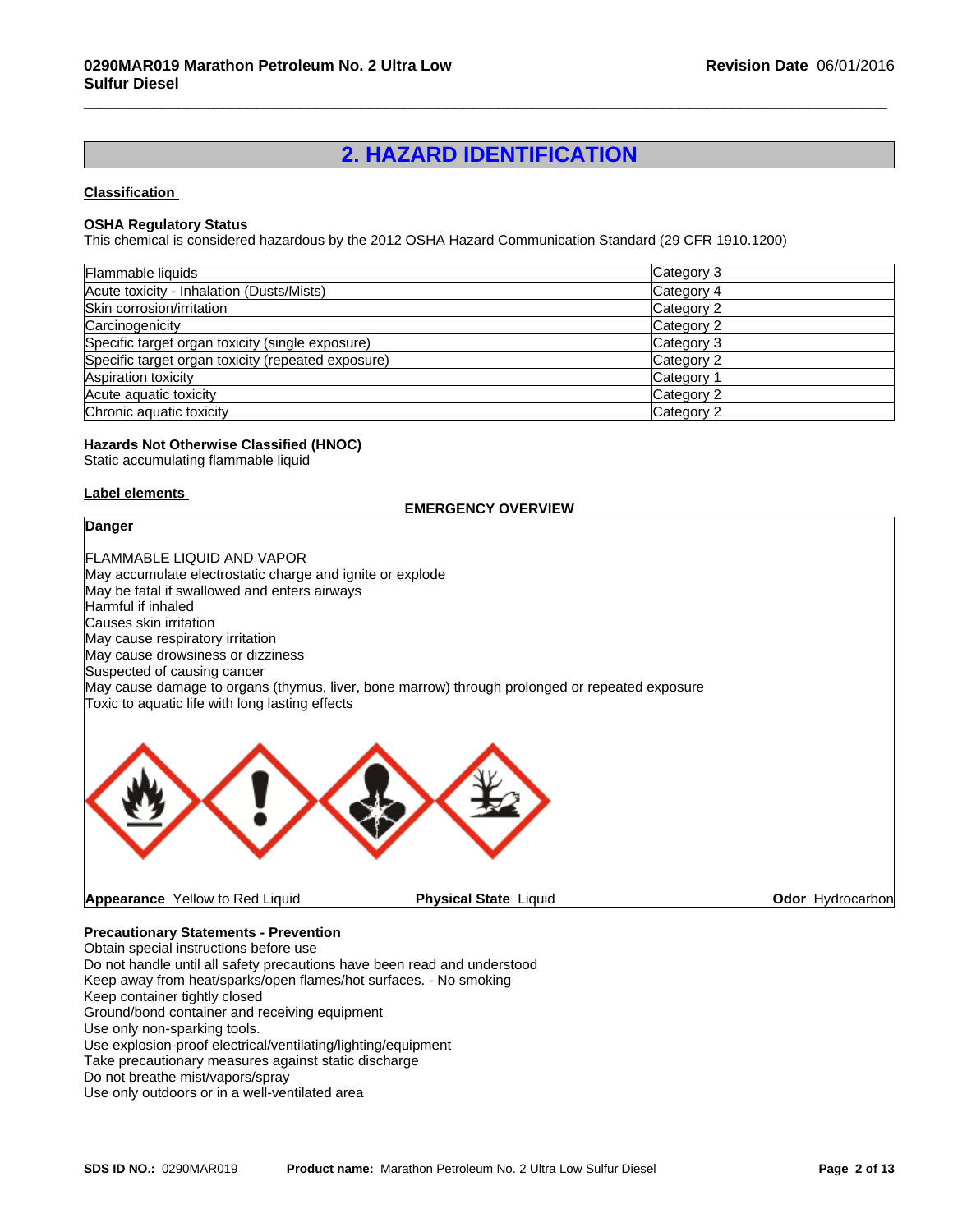## 2. HAZARD IDENTIFICATION

**Classification**

**OSHA Regulatory Status**
This chemical is considered hazardous by the 2012 OSHA Hazard Communication Standard (29 CFR 1910.1200)

| Hazard | Category |
|---|---|
| Flammable liquids | Category 3 |
| Acute toxicity - Inhalation (Dusts/Mists) | Category 4 |
| Skin corrosion/irritation | Category 2 |
| Carcinogenicity | Category 2 |
| Specific target organ toxicity (single exposure) | Category 3 |
| Specific target organ toxicity (repeated exposure) | Category 2 |
| Aspiration toxicity | Category 1 |
| Acute aquatic toxicity | Category 2 |
| Chronic aquatic toxicity | Category 2 |

**Hazards Not Otherwise Classified (HNOC)**
Static accumulating flammable liquid

**Label elements**

**EMERGENCY OVERVIEW**

**Danger**

FLAMMABLE LIQUID AND VAPOR
May accumulate electrostatic charge and ignite or explode
May be fatal if swallowed and enters airways
Harmful if inhaled
Causes skin irritation
May cause respiratory irritation
May cause drowsiness or dizziness
Suspected of causing cancer
May cause damage to organs (thymus, liver, bone marrow) through prolonged or repeated exposure
Toxic to aquatic life with long lasting effects

**Appearance** Yellow to Red Liquid  **Physical State** Liquid  **Odor** Hydrocarbon

**Precautionary Statements - Prevention**
Obtain special instructions before use
Do not handle until all safety precautions have been read and understood
Keep away from heat/sparks/open flames/hot surfaces. - No smoking
Keep container tightly closed
Ground/bond container and receiving equipment
Use only non-sparking tools.
Use explosion-proof electrical/ventilating/lighting/equipment
Take precautionary measures against static discharge
Do not breathe mist/vapors/spray
Use only outdoors or in a well-ventilated area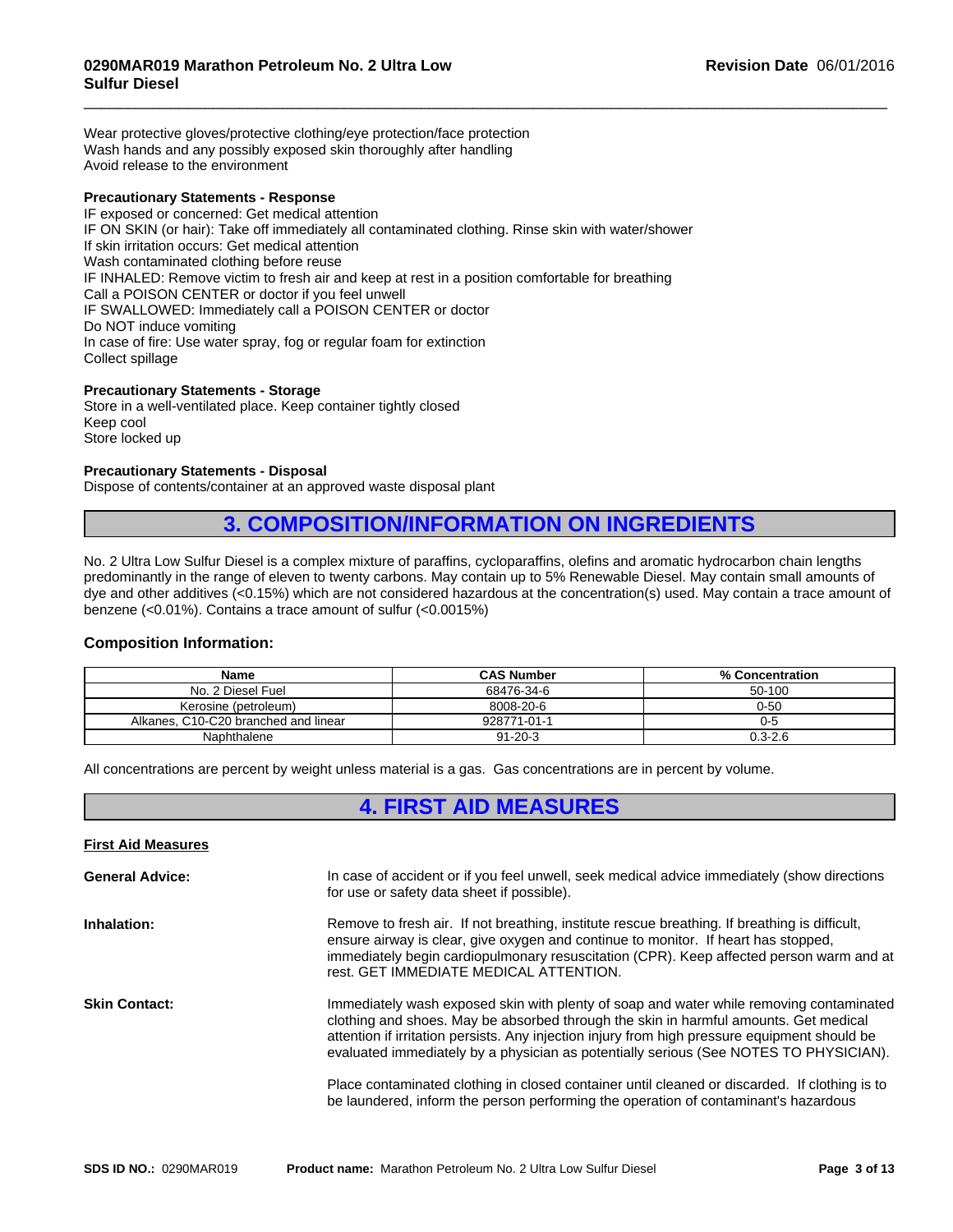Wear protective gloves/protective clothing/eye protection/face protection
Wash hands and any possibly exposed skin thoroughly after handling
Avoid release to the environment

**Precautionary Statements - Response**

IF exposed or concerned: Get medical attention
IF ON SKIN (or hair): Take off immediately all contaminated clothing. Rinse skin with water/shower
If skin irritation occurs: Get medical attention
Wash contaminated clothing before reuse
IF INHALED: Remove victim to fresh air and keep at rest in a position comfortable for breathing
Call a POISON CENTER or doctor if you feel unwell
IF SWALLOWED: Immediately call a POISON CENTER or doctor
Do NOT induce vomiting
In case of fire: Use water spray, fog or regular foam for extinction
Collect spillage

**Precautionary Statements - Storage**

Store in a well-ventilated place. Keep container tightly closed
Keep cool
Store locked up

**Precautionary Statements - Disposal**

Dispose of contents/container at an approved waste disposal plant

# 3. COMPOSITION/INFORMATION ON INGREDIENTS

No. 2 Ultra Low Sulfur Diesel is a complex mixture of paraffins, cycloparaffins, olefins and aromatic hydrocarbon chain lengths predominantly in the range of eleven to twenty carbons. May contain up to 5% Renewable Diesel. May contain small amounts of dye and other additives (<0.15%) which are not considered hazardous at the concentration(s) used. May contain a trace amount of benzene (<0.01%). Contains a trace amount of sulfur (<0.0015%)

## Composition Information:

| Name | CAS Number | % Concentration |
|---|---|---|
| No. 2 Diesel Fuel | 68476-34-6 | 50-100 |
| Kerosine (petroleum) | 8008-20-6 | 0-50 |
| Alkanes, C10-C20 branched and linear | 928771-01-1 | 0-5 |
| Naphthalene | 91-20-3 | 0.3-2.6 |

All concentrations are percent by weight unless material is a gas. Gas concentrations are in percent by volume.

# 4. FIRST AID MEASURES

**First Aid Measures**

**General Advice:** In case of accident or if you feel unwell, seek medical advice immediately (show directions for use or safety data sheet if possible).

**Inhalation:** Remove to fresh air. If not breathing, institute rescue breathing. If breathing is difficult, ensure airway is clear, give oxygen and continue to monitor. If heart has stopped, immediately begin cardiopulmonary resuscitation (CPR). Keep affected person warm and at rest. GET IMMEDIATE MEDICAL ATTENTION.

**Skin Contact:** Immediately wash exposed skin with plenty of soap and water while removing contaminated clothing and shoes. May be absorbed through the skin in harmful amounts. Get medical attention if irritation persists. Any injection injury from high pressure equipment should be evaluated immediately by a physician as potentially serious (See NOTES TO PHYSICIAN).

Place contaminated clothing in closed container until cleaned or discarded. If clothing is to be laundered, inform the person performing the operation of contaminant's hazardous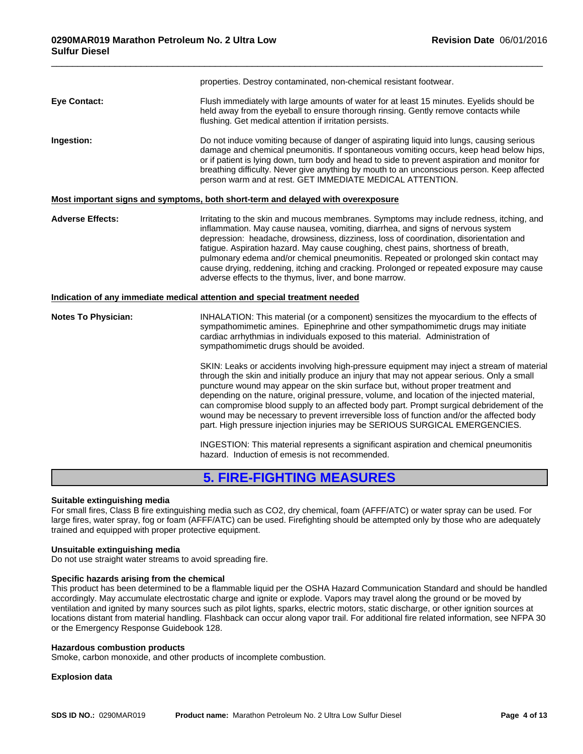properties. Destroy contaminated, non-chemical resistant footwear.

**Eye Contact:** Flush immediately with large amounts of water for at least 15 minutes. Eyelids should be held away from the eyeball to ensure thorough rinsing. Gently remove contacts while flushing. Get medical attention if irritation persists.

**Ingestion:** Do not induce vomiting because of danger of aspirating liquid into lungs, causing serious damage and chemical pneumonitis. If spontaneous vomiting occurs, keep head below hips, or if patient is lying down, turn body and head to side to prevent aspiration and monitor for breathing difficulty. Never give anything by mouth to an unconscious person. Keep affected person warm and at rest. GET IMMEDIATE MEDICAL ATTENTION.

**Most important signs and symptoms, both short-term and delayed with overexposure**

**Adverse Effects:** Irritating to the skin and mucous membranes. Symptoms may include redness, itching, and inflammation. May cause nausea, vomiting, diarrhea, and signs of nervous system depression: headache, drowsiness, dizziness, loss of coordination, disorientation and fatigue. Aspiration hazard. May cause coughing, chest pains, shortness of breath, pulmonary edema and/or chemical pneumonitis. Repeated or prolonged skin contact may cause drying, reddening, itching and cracking. Prolonged or repeated exposure may cause adverse effects to the thymus, liver, and bone marrow.

**Indication of any immediate medical attention and special treatment needed**

**Notes To Physician:** INHALATION: This material (or a component) sensitizes the myocardium to the effects of sympathomimetic amines. Epinephrine and other sympathomimetic drugs may initiate cardiac arrhythmias in individuals exposed to this material. Administration of sympathomimetic drugs should be avoided.

SKIN: Leaks or accidents involving high-pressure equipment may inject a stream of material through the skin and initially produce an injury that may not appear serious. Only a small puncture wound may appear on the skin surface but, without proper treatment and depending on the nature, original pressure, volume, and location of the injected material, can compromise blood supply to an affected body part. Prompt surgical debridement of the wound may be necessary to prevent irreversible loss of function and/or the affected body part. High pressure injection injuries may be SERIOUS SURGICAL EMERGENCIES.

INGESTION: This material represents a significant aspiration and chemical pneumonitis hazard. Induction of emesis is not recommended.

## 5. FIRE-FIGHTING MEASURES

**Suitable extinguishing media**

For small fires, Class B fire extinguishing media such as CO2, dry chemical, foam (AFFF/ATC) or water spray can be used. For large fires, water spray, fog or foam (AFFF/ATC) can be used. Firefighting should be attempted only by those who are adequately trained and equipped with proper protective equipment.

**Unsuitable extinguishing media**

Do not use straight water streams to avoid spreading fire.

**Specific hazards arising from the chemical**

This product has been determined to be a flammable liquid per the OSHA Hazard Communication Standard and should be handled accordingly. May accumulate electrostatic charge and ignite or explode. Vapors may travel along the ground or be moved by ventilation and ignited by many sources such as pilot lights, sparks, electric motors, static discharge, or other ignition sources at locations distant from material handling. Flashback can occur along vapor trail. For additional fire related information, see NFPA 30 or the Emergency Response Guidebook 128.

**Hazardous combustion products**

Smoke, carbon monoxide, and other products of incomplete combustion.

**Explosion data**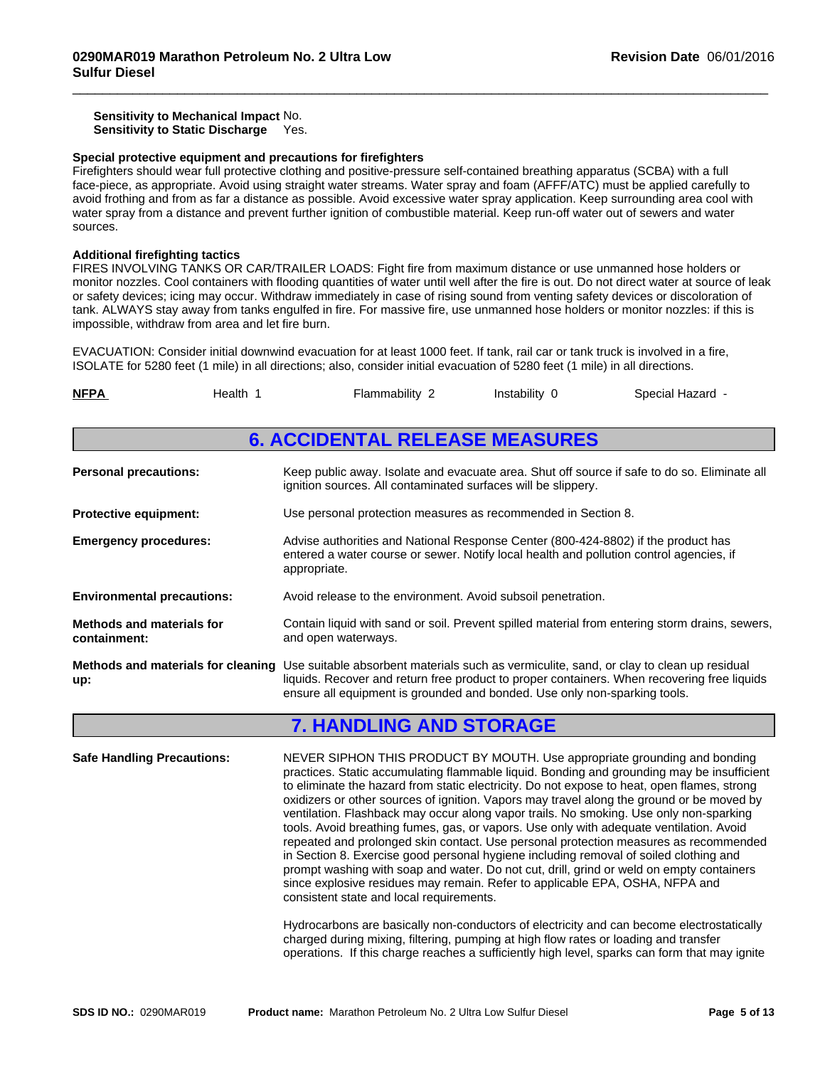**Sensitivity to Mechanical Impact** No.
**Sensitivity to Static Discharge** Yes.

**Special protective equipment and precautions for firefighters**
Firefighters should wear full protective clothing and positive-pressure self-contained breathing apparatus (SCBA) with a full face-piece, as appropriate. Avoid using straight water streams. Water spray and foam (AFFF/ATC) must be applied carefully to avoid frothing and from as far a distance as possible. Avoid excessive water spray application. Keep surrounding area cool with water spray from a distance and prevent further ignition of combustible material. Keep run-off water out of sewers and water sources.

**Additional firefighting tactics**
FIRES INVOLVING TANKS OR CAR/TRAILER LOADS: Fight fire from maximum distance or use unmanned hose holders or monitor nozzles. Cool containers with flooding quantities of water until well after the fire is out. Do not direct water at source of leak or safety devices; icing may occur. Withdraw immediately in case of rising sound from venting safety devices or discoloration of tank. ALWAYS stay away from tanks engulfed in fire. For massive fire, use unmanned hose holders or monitor nozzles: if this is impossible, withdraw from area and let fire burn.

EVACUATION: Consider initial downwind evacuation for at least 1000 feet. If tank, rail car or tank truck is involved in a fire, ISOLATE for 5280 feet (1 mile) in all directions; also, consider initial evacuation of 5280 feet (1 mile) in all directions.

| NFPA | Health 1 | Flammability 2 | Instability 0 | Special Hazard - |
|---|---|---|---|---|

## 6. ACCIDENTAL RELEASE MEASURES

**Personal precautions:** Keep public away. Isolate and evacuate area. Shut off source if safe to do so. Eliminate all ignition sources. All contaminated surfaces will be slippery.

**Protective equipment:** Use personal protection measures as recommended in Section 8.

**Emergency procedures:** Advise authorities and National Response Center (800-424-8802) if the product has entered a water course or sewer. Notify local health and pollution control agencies, if appropriate.

**Environmental precautions:** Avoid release to the environment. Avoid subsoil penetration.

**Methods and materials for containment:** Contain liquid with sand or soil. Prevent spilled material from entering storm drains, sewers, and open waterways.

**Methods and materials for cleaning up:** Use suitable absorbent materials such as vermiculite, sand, or clay to clean up residual liquids. Recover and return free product to proper containers. When recovering free liquids ensure all equipment is grounded and bonded. Use only non-sparking tools.

## 7. HANDLING AND STORAGE

**Safe Handling Precautions:** NEVER SIPHON THIS PRODUCT BY MOUTH. Use appropriate grounding and bonding practices. Static accumulating flammable liquid. Bonding and grounding may be insufficient to eliminate the hazard from static electricity. Do not expose to heat, open flames, strong oxidizers or other sources of ignition. Vapors may travel along the ground or be moved by ventilation. Flashback may occur along vapor trails. No smoking. Use only non-sparking tools. Avoid breathing fumes, gas, or vapors. Use only with adequate ventilation. Avoid repeated and prolonged skin contact. Use personal protection measures as recommended in Section 8. Exercise good personal hygiene including removal of soiled clothing and prompt washing with soap and water. Do not cut, drill, grind or weld on empty containers since explosive residues may remain. Refer to applicable EPA, OSHA, NFPA and consistent state and local requirements.

Hydrocarbons are basically non-conductors of electricity and can become electrostatically charged during mixing, filtering, pumping at high flow rates or loading and transfer operations. If this charge reaches a sufficiently high level, sparks can form that may ignite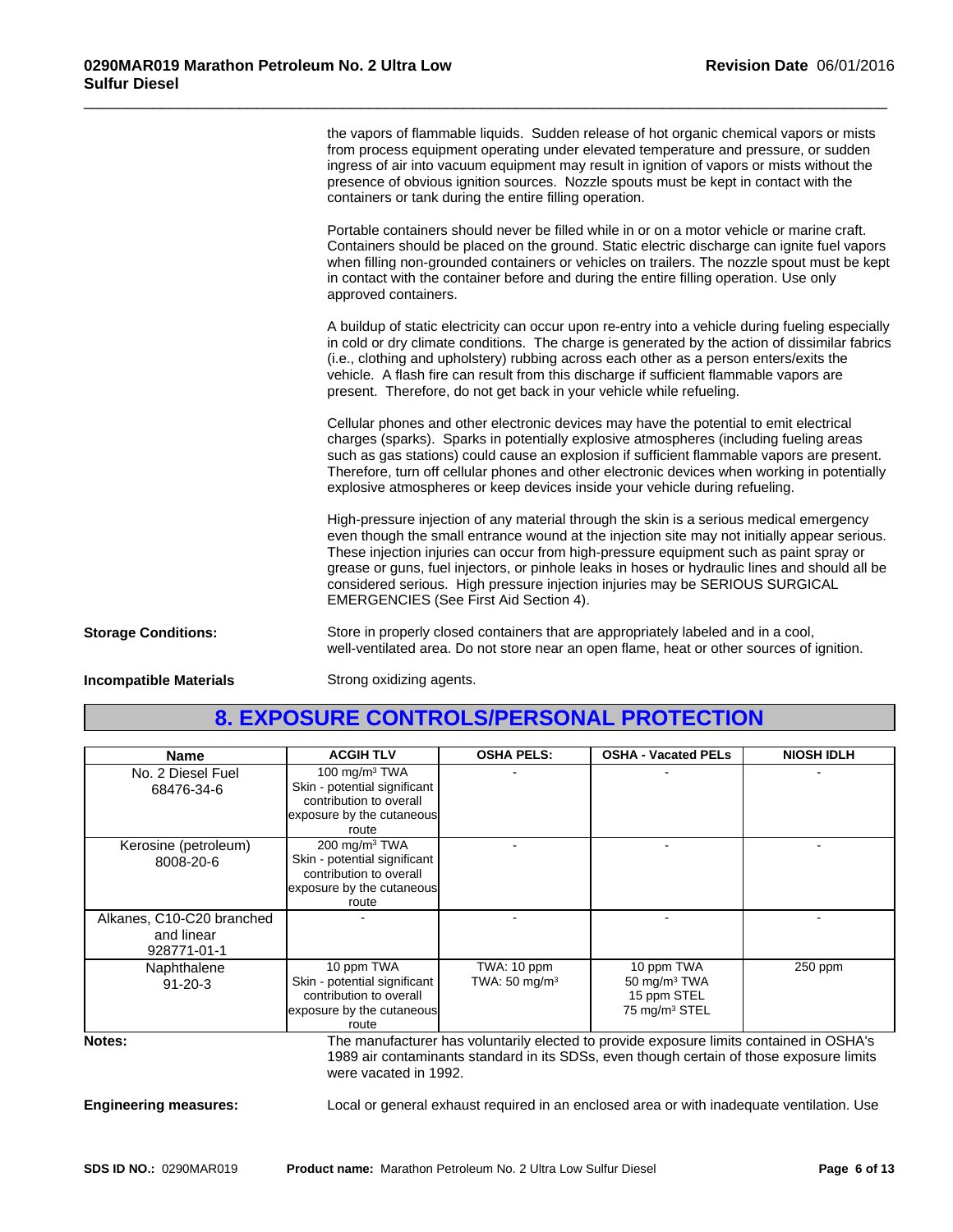the vapors of flammable liquids. Sudden release of hot organic chemical vapors or mists from process equipment operating under elevated temperature and pressure, or sudden ingress of air into vacuum equipment may result in ignition of vapors or mists without the presence of obvious ignition sources. Nozzle spouts must be kept in contact with the containers or tank during the entire filling operation.

Portable containers should never be filled while in or on a motor vehicle or marine craft. Containers should be placed on the ground. Static electric discharge can ignite fuel vapors when filling non-grounded containers or vehicles on trailers. The nozzle spout must be kept in contact with the container before and during the entire filling operation. Use only approved containers.

A buildup of static electricity can occur upon re-entry into a vehicle during fueling especially in cold or dry climate conditions. The charge is generated by the action of dissimilar fabrics (i.e., clothing and upholstery) rubbing across each other as a person enters/exits the vehicle. A flash fire can result from this discharge if sufficient flammable vapors are present. Therefore, do not get back in your vehicle while refueling.

Cellular phones and other electronic devices may have the potential to emit electrical charges (sparks). Sparks in potentially explosive atmospheres (including fueling areas such as gas stations) could cause an explosion if sufficient flammable vapors are present. Therefore, turn off cellular phones and other electronic devices when working in potentially explosive atmospheres or keep devices inside your vehicle during refueling.

High-pressure injection of any material through the skin is a serious medical emergency even though the small entrance wound at the injection site may not initially appear serious. These injection injuries can occur from high-pressure equipment such as paint spray or grease or guns, fuel injectors, or pinhole leaks in hoses or hydraulic lines and should all be considered serious. High pressure injection injuries may be SERIOUS SURGICAL EMERGENCIES (See First Aid Section 4).

**Storage Conditions:** Store in properly closed containers that are appropriately labeled and in a cool, well-ventilated area. Do not store near an open flame, heat or other sources of ignition.

**Incompatible Materials** Strong oxidizing agents.

## 8. EXPOSURE CONTROLS/PERSONAL PROTECTION

| Name | ACGIH TLV | OSHA PELS: | OSHA - Vacated PELs | NIOSH IDLH |
|---|---|---|---|---|
| No. 2 Diesel Fuel 68476-34-6 | 100 mg/m³ TWA Skin - potential significant contribution to overall exposure by the cutaneous route | - | - | - |
| Kerosine (petroleum) 8008-20-6 | 200 mg/m³ TWA Skin - potential significant contribution to overall exposure by the cutaneous route | - | - | - |
| Alkanes, C10-C20 branched and linear 928771-01-1 | - | - | - | - |
| Naphthalene 91-20-3 | 10 ppm TWA Skin - potential significant contribution to overall exposure by the cutaneous route | TWA: 10 ppm TWA: 50 mg/m³ | 10 ppm TWA 50 mg/m³ TWA 15 ppm STEL 75 mg/m³ STEL | 250 ppm |

**Notes:** The manufacturer has voluntarily elected to provide exposure limits contained in OSHA's 1989 air contaminants standard in its SDSs, even though certain of those exposure limits were vacated in 1992.

**Engineering measures:** Local or general exhaust required in an enclosed area or with inadequate ventilation. Use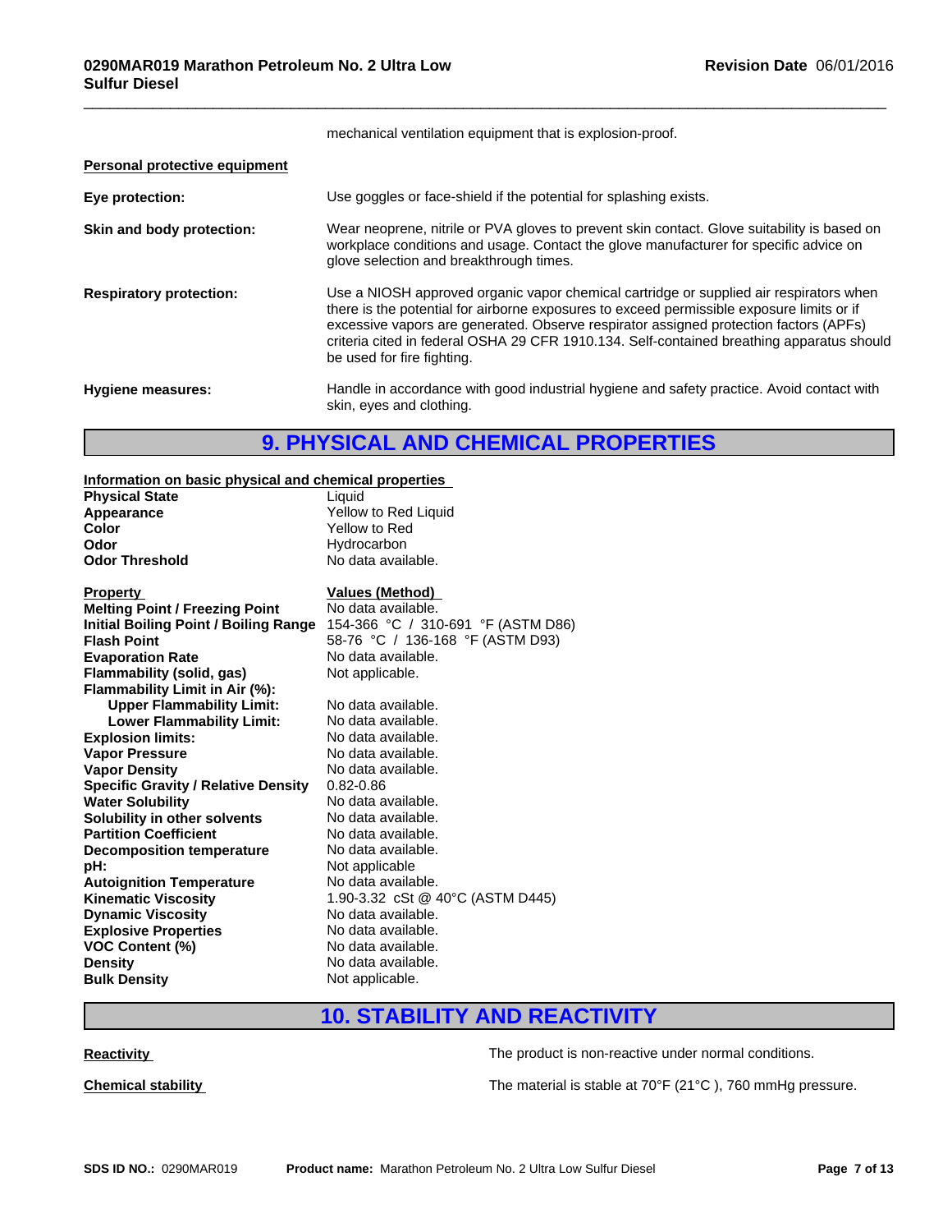mechanical ventilation equipment that is explosion-proof.

**Personal protective equipment**

**Eye protection:** Use goggles or face-shield if the potential for splashing exists.

**Skin and body protection:** Wear neoprene, nitrile or PVA gloves to prevent skin contact. Glove suitability is based on workplace conditions and usage. Contact the glove manufacturer for specific advice on glove selection and breakthrough times.

**Respiratory protection:** Use a NIOSH approved organic vapor chemical cartridge or supplied air respirators when there is the potential for airborne exposures to exceed permissible exposure limits or if excessive vapors are generated. Observe respirator assigned protection factors (APFs) criteria cited in federal OSHA 29 CFR 1910.134. Self-contained breathing apparatus should be used for fire fighting.

**Hygiene measures:** Handle in accordance with good industrial hygiene and safety practice. Avoid contact with skin, eyes and clothing.

## 9. PHYSICAL AND CHEMICAL PROPERTIES

**Information on basic physical and chemical properties**

| | |
|---|---|
| **Physical State** | Liquid |
| **Appearance** | Yellow to Red Liquid |
| **Color** | Yellow to Red |
| **Odor** | Hydrocarbon |
| **Odor Threshold** | No data available. |

| **Property** | **Values (Method)** |
|---|---|
| **Melting Point / Freezing Point** | No data available. |
| **Initial Boiling Point / Boiling Range** | 154-366 °C / 310-691 °F (ASTM D86) |
| **Flash Point** | 58-76 °C / 136-168 °F (ASTM D93) |
| **Evaporation Rate** | No data available. |
| **Flammability (solid, gas)** | Not applicable. |
| **Flammability Limit in Air (%):** | |
| **Upper Flammability Limit:** | No data available. |
| **Lower Flammability Limit:** | No data available. |
| **Explosion limits:** | No data available. |
| **Vapor Pressure** | No data available. |
| **Vapor Density** | No data available. |
| **Specific Gravity / Relative Density** | 0.82-0.86 |
| **Water Solubility** | No data available. |
| **Solubility in other solvents** | No data available. |
| **Partition Coefficient** | No data available. |
| **Decomposition temperature** | No data available. |
| **pH:** | Not applicable |
| **Autoignition Temperature** | No data available. |
| **Kinematic Viscosity** | 1.90-3.32 cSt @ 40°C (ASTM D445) |
| **Dynamic Viscosity** | No data available. |
| **Explosive Properties** | No data available. |
| **VOC Content (%)** | No data available. |
| **Density** | No data available. |
| **Bulk Density** | Not applicable. |

## 10. STABILITY AND REACTIVITY

**Reactivity** The product is non-reactive under normal conditions.

**Chemical stability** The material is stable at 70°F (21°C ), 760 mmHg pressure.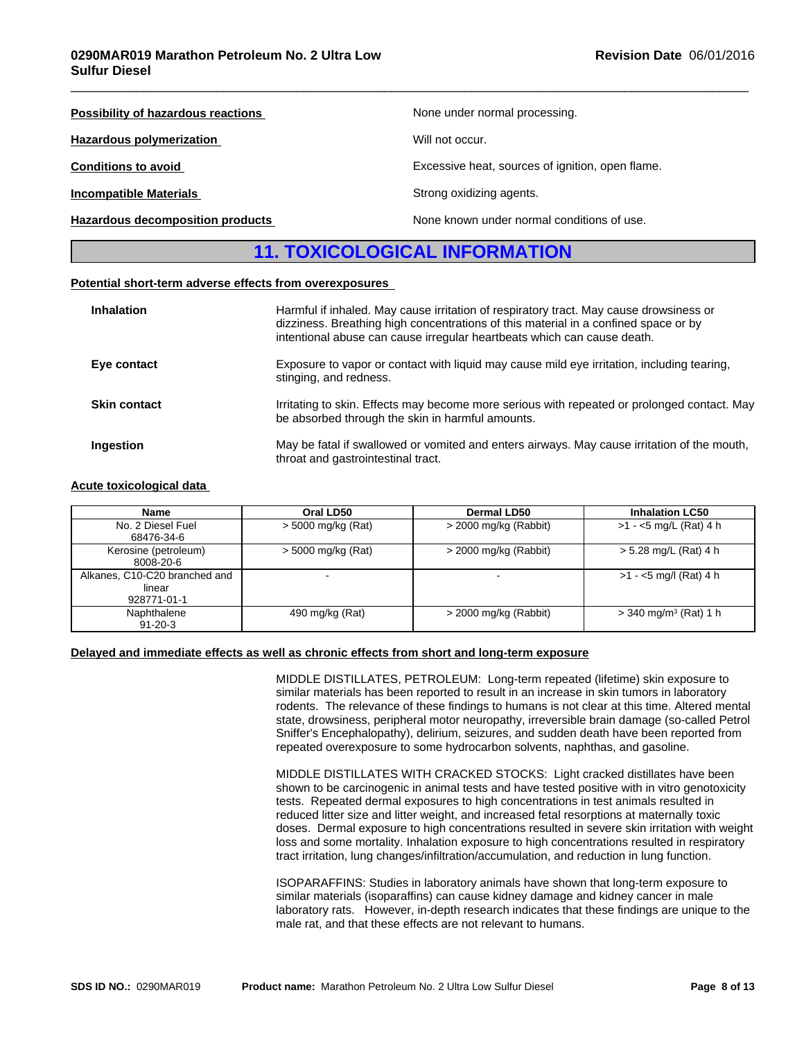**Possibility of hazardous reactions** None under normal processing.

**Hazardous polymerization** Will not occur.

**Conditions to avoid** Excessive heat, sources of ignition, open flame.

**Incompatible Materials** Strong oxidizing agents.

**Hazardous decomposition products** None known under normal conditions of use.

## 11. TOXICOLOGICAL INFORMATION

**Potential short-term adverse effects from overexposures**

**Inhalation** Harmful if inhaled. May cause irritation of respiratory tract. May cause drowsiness or dizziness. Breathing high concentrations of this material in a confined space or by intentional abuse can cause irregular heartbeats which can cause death.

**Eye contact** Exposure to vapor or contact with liquid may cause mild eye irritation, including tearing, stinging, and redness.

**Skin contact** Irritating to skin. Effects may become more serious with repeated or prolonged contact. May be absorbed through the skin in harmful amounts.

**Ingestion** May be fatal if swallowed or vomited and enters airways. May cause irritation of the mouth, throat and gastrointestinal tract.

**Acute toxicological data**

| Name | Oral LD50 | Dermal LD50 | Inhalation LC50 |
|---|---|---|---|
| No. 2 Diesel Fuel 68476-34-6 | > 5000 mg/kg (Rat) | > 2000 mg/kg (Rabbit) | >1 - <5 mg/L (Rat) 4 h |
| Kerosine (petroleum) 8008-20-6 | > 5000 mg/kg (Rat) | > 2000 mg/kg (Rabbit) | > 5.28 mg/L (Rat) 4 h |
| Alkanes, C10-C20 branched and linear 928771-01-1 | - | - | >1 - <5 mg/l (Rat) 4 h |
| Naphthalene 91-20-3 | 490 mg/kg (Rat) | > 2000 mg/kg (Rabbit) | > 340 mg/m³ (Rat) 1 h |

**Delayed and immediate effects as well as chronic effects from short and long-term exposure**

MIDDLE DISTILLATES, PETROLEUM: Long-term repeated (lifetime) skin exposure to similar materials has been reported to result in an increase in skin tumors in laboratory rodents. The relevance of these findings to humans is not clear at this time. Altered mental state, drowsiness, peripheral motor neuropathy, irreversible brain damage (so-called Petrol Sniffer's Encephalopathy), delirium, seizures, and sudden death have been reported from repeated overexposure to some hydrocarbon solvents, naphthas, and gasoline.

MIDDLE DISTILLATES WITH CRACKED STOCKS: Light cracked distillates have been shown to be carcinogenic in animal tests and have tested positive with in vitro genotoxicity tests. Repeated dermal exposures to high concentrations in test animals resulted in reduced litter size and litter weight, and increased fetal resorptions at maternally toxic doses. Dermal exposure to high concentrations resulted in severe skin irritation with weight loss and some mortality. Inhalation exposure to high concentrations resulted in respiratory tract irritation, lung changes/infiltration/accumulation, and reduction in lung function.

ISOPARAFFINS: Studies in laboratory animals have shown that long-term exposure to similar materials (isoparaffins) can cause kidney damage and kidney cancer in male laboratory rats. However, in-depth research indicates that these findings are unique to the male rat, and that these effects are not relevant to humans.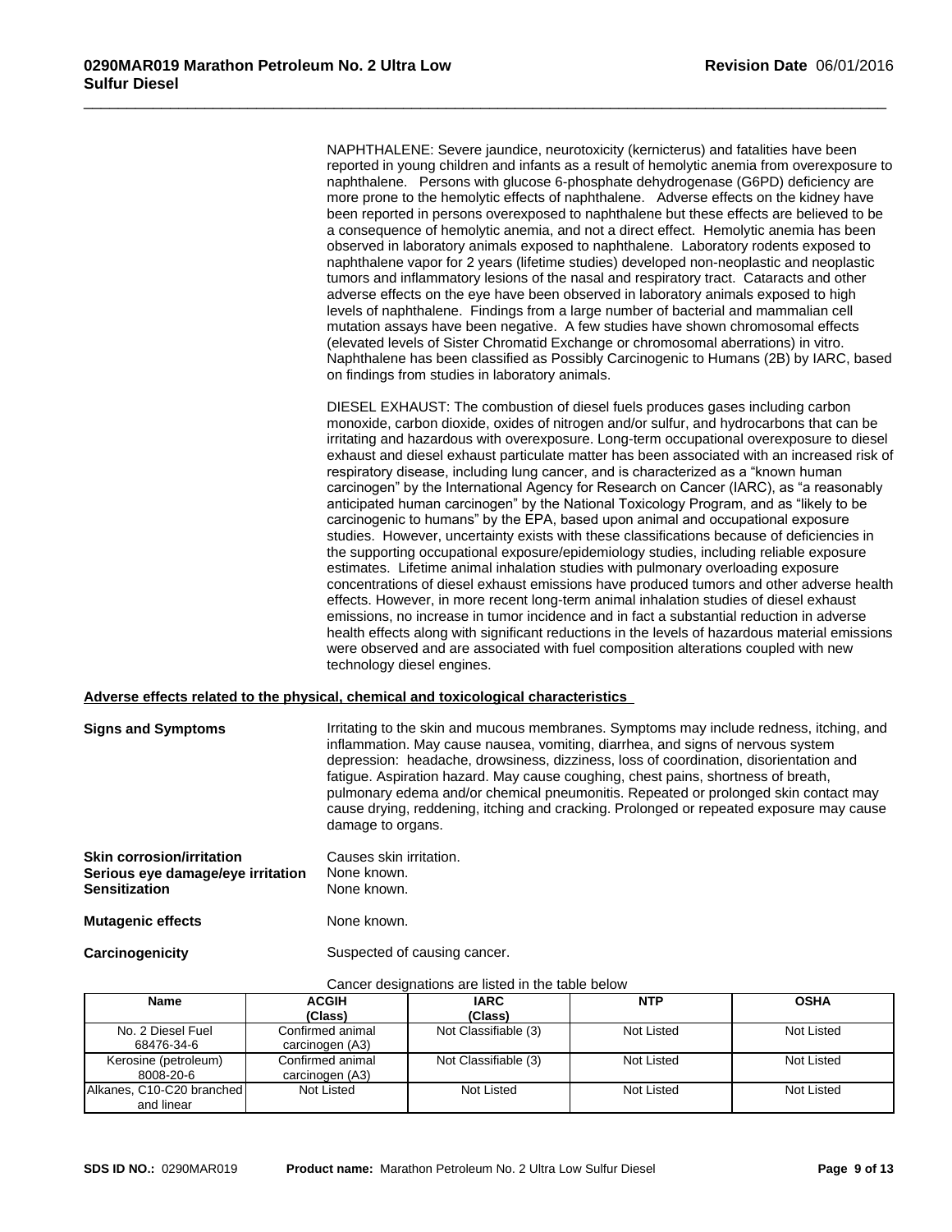NAPHTHALENE: Severe jaundice, neurotoxicity (kernicterus) and fatalities have been reported in young children and infants as a result of hemolytic anemia from overexposure to naphthalene. Persons with glucose 6-phosphate dehydrogenase (G6PD) deficiency are more prone to the hemolytic effects of naphthalene. Adverse effects on the kidney have been reported in persons overexposed to naphthalene but these effects are believed to be a consequence of hemolytic anemia, and not a direct effect. Hemolytic anemia has been observed in laboratory animals exposed to naphthalene. Laboratory rodents exposed to naphthalene vapor for 2 years (lifetime studies) developed non-neoplastic and neoplastic tumors and inflammatory lesions of the nasal and respiratory tract. Cataracts and other adverse effects on the eye have been observed in laboratory animals exposed to high levels of naphthalene. Findings from a large number of bacterial and mammalian cell mutation assays have been negative. A few studies have shown chromosomal effects (elevated levels of Sister Chromatid Exchange or chromosomal aberrations) in vitro. Naphthalene has been classified as Possibly Carcinogenic to Humans (2B) by IARC, based on findings from studies in laboratory animals.

DIESEL EXHAUST: The combustion of diesel fuels produces gases including carbon monoxide, carbon dioxide, oxides of nitrogen and/or sulfur, and hydrocarbons that can be irritating and hazardous with overexposure. Long-term occupational overexposure to diesel exhaust and diesel exhaust particulate matter has been associated with an increased risk of respiratory disease, including lung cancer, and is characterized as a “known human carcinogen” by the International Agency for Research on Cancer (IARC), as “a reasonably anticipated human carcinogen” by the National Toxicology Program, and as “likely to be carcinogenic to humans” by the EPA, based upon animal and occupational exposure studies. However, uncertainty exists with these classifications because of deficiencies in the supporting occupational exposure/epidemiology studies, including reliable exposure estimates. Lifetime animal inhalation studies with pulmonary overloading exposure concentrations of diesel exhaust emissions have produced tumors and other adverse health effects. However, in more recent long-term animal inhalation studies of diesel exhaust emissions, no increase in tumor incidence and in fact a substantial reduction in adverse health effects along with significant reductions in the levels of hazardous material emissions were observed and are associated with fuel composition alterations coupled with new technology diesel engines.

**Adverse effects related to the physical, chemical and toxicological characteristics**

**Signs and Symptoms** Irritating to the skin and mucous membranes. Symptoms may include redness, itching, and inflammation. May cause nausea, vomiting, diarrhea, and signs of nervous system depression: headache, drowsiness, dizziness, loss of coordination, disorientation and fatigue. Aspiration hazard. May cause coughing, chest pains, shortness of breath, pulmonary edema and/or chemical pneumonitis. Repeated or prolonged skin contact may cause drying, reddening, itching and cracking. Prolonged or repeated exposure may cause damage to organs.

**Skin corrosion/irritation** Causes skin irritation.
**Serious eye damage/eye irritation** None known.
**Sensitization** None known.

**Mutagenic effects** None known.

**Carcinogenicity** Suspected of causing cancer.

Cancer designations are listed in the table below

| Name | ACGIH (Class) | IARC (Class) | NTP | OSHA |
|---|---|---|---|---|
| No. 2 Diesel Fuel 68476-34-6 | Confirmed animal carcinogen (A3) | Not Classifiable (3) | Not Listed | Not Listed |
| Kerosine (petroleum) 8008-20-6 | Confirmed animal carcinogen (A3) | Not Classifiable (3) | Not Listed | Not Listed |
| Alkanes, C10-C20 branched and linear | Not Listed | Not Listed | Not Listed | Not Listed |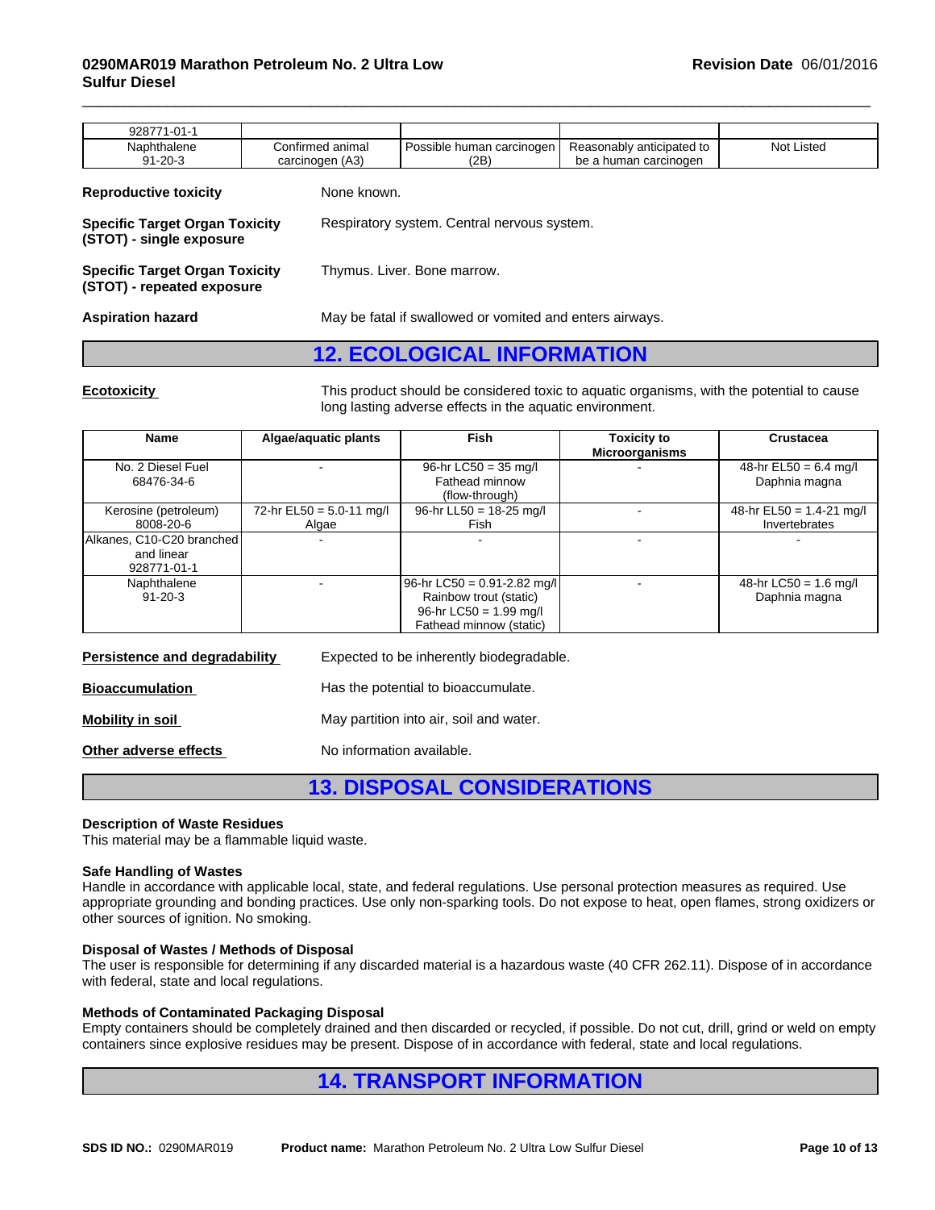| 928771-01-1 | | | | |
|---|---|---|---|---|
| Naphthalene 91-20-3 | Confirmed animal carcinogen (A3) | Possible human carcinogen (2B) | Reasonably anticipated to be a human carcinogen | Not Listed |

**Reproductive toxicity** None known.

**Specific Target Organ Toxicity (STOT) - single exposure** Respiratory system. Central nervous system.

**Specific Target Organ Toxicity (STOT) - repeated exposure** Thymus. Liver. Bone marrow.

**Aspiration hazard** May be fatal if swallowed or vomited and enters airways.

## 12. ECOLOGICAL INFORMATION

**Ecotoxicity** This product should be considered toxic to aquatic organisms, with the potential to cause long lasting adverse effects in the aquatic environment.

| Name | Algae/aquatic plants | Fish | Toxicity to Microorganisms | Crustacea |
|---|---|---|---|---|
| No. 2 Diesel Fuel 68476-34-6 | - | 96-hr LC50 = 35 mg/l Fathead minnow (flow-through) | - | 48-hr EL50 = 6.4 mg/l Daphnia magna |
| Kerosine (petroleum) 8008-20-6 | 72-hr EL50 = 5.0-11 mg/l Algae | 96-hr LL50 = 18-25 mg/l Fish | - | 48-hr EL50 = 1.4-21 mg/l Invertebrates |
| Alkanes, C10-C20 branched and linear 928771-01-1 | - | - | - | - |
| Naphthalene 91-20-3 | - | 96-hr LC50 = 0.91-2.82 mg/l Rainbow trout (static) 96-hr LC50 = 1.99 mg/l Fathead minnow (static) | - | 48-hr LC50 = 1.6 mg/l Daphnia magna |

**Persistence and degradability** Expected to be inherently biodegradable.

**Bioaccumulation** Has the potential to bioaccumulate.

**Mobility in soil** May partition into air, soil and water.

**Other adverse effects** No information available.

## 13. DISPOSAL CONSIDERATIONS

**Description of Waste Residues**
This material may be a flammable liquid waste.

**Safe Handling of Wastes**
Handle in accordance with applicable local, state, and federal regulations. Use personal protection measures as required. Use appropriate grounding and bonding practices. Use only non-sparking tools. Do not expose to heat, open flames, strong oxidizers or other sources of ignition. No smoking.

**Disposal of Wastes / Methods of Disposal**
The user is responsible for determining if any discarded material is a hazardous waste (40 CFR 262.11). Dispose of in accordance with federal, state and local regulations.

**Methods of Contaminated Packaging Disposal**
Empty containers should be completely drained and then discarded or recycled, if possible. Do not cut, drill, grind or weld on empty containers since explosive residues may be present. Dispose of in accordance with federal, state and local regulations.

## 14. TRANSPORT INFORMATION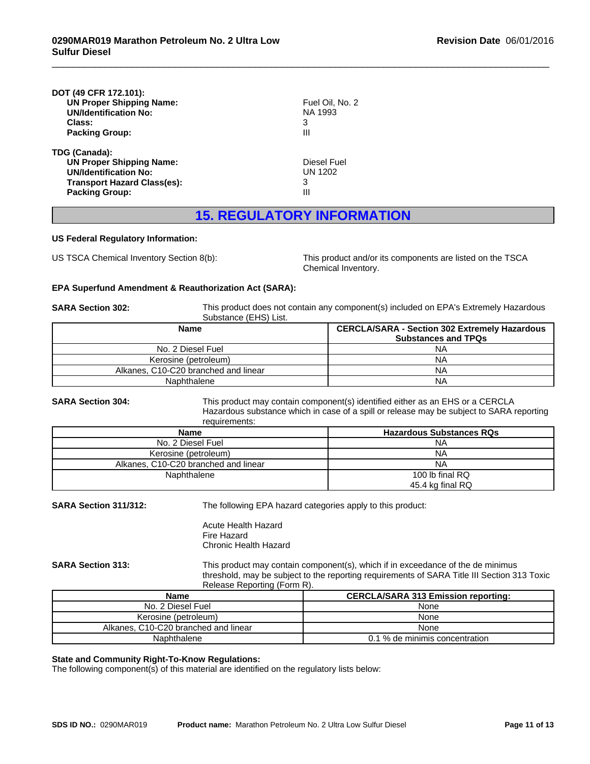**DOT (49 CFR 172.101):**

| | |
|---|---|
| **UN Proper Shipping Name:** | Fuel Oil, No. 2 |
| **UN/Identification No:** | NA 1993 |
| **Class:** | 3 |
| **Packing Group:** | III |

**TDG (Canada):**

| | |
|---|---|
| **UN Proper Shipping Name:** | Diesel Fuel |
| **UN/Identification No:** | UN 1202 |
| **Transport Hazard Class(es):** | 3 |
| **Packing Group:** | III |

## 15. REGULATORY INFORMATION

**US Federal Regulatory Information:**

US TSCA Chemical Inventory Section 8(b): This product and/or its components are listed on the TSCA Chemical Inventory.

**EPA Superfund Amendment & Reauthorization Act (SARA):**

**SARA Section 302:** This product does not contain any component(s) included on EPA's Extremely Hazardous Substance (EHS) List.

| Name | CERCLA/SARA - Section 302 Extremely Hazardous Substances and TPQs |
|---|---|
| No. 2 Diesel Fuel | NA |
| Kerosine (petroleum) | NA |
| Alkanes, C10-C20 branched and linear | NA |
| Naphthalene | NA |

**SARA Section 304:** This product may contain component(s) identified either as an EHS or a CERCLA Hazardous substance which in case of a spill or release may be subject to SARA reporting requirements:

| Name | Hazardous Substances RQs |
|---|---|
| No. 2 Diesel Fuel | NA |
| Kerosine (petroleum) | NA |
| Alkanes, C10-C20 branched and linear | NA |
| Naphthalene | 100 lb final RQ<br>45.4 kg final RQ |

**SARA Section 311/312:** The following EPA hazard categories apply to this product:

Acute Health Hazard
Fire Hazard
Chronic Health Hazard

**SARA Section 313:** This product may contain component(s), which if in exceedance of the de minimus threshold, may be subject to the reporting requirements of SARA Title III Section 313 Toxic Release Reporting (Form R).

| Name | CERCLA/SARA 313 Emission reporting: |
|---|---|
| No. 2 Diesel Fuel | None |
| Kerosine (petroleum) | None |
| Alkanes, C10-C20 branched and linear | None |
| Naphthalene | 0.1 % de minimis concentration |

**State and Community Right-To-Know Regulations:**
The following component(s) of this material are identified on the regulatory lists below: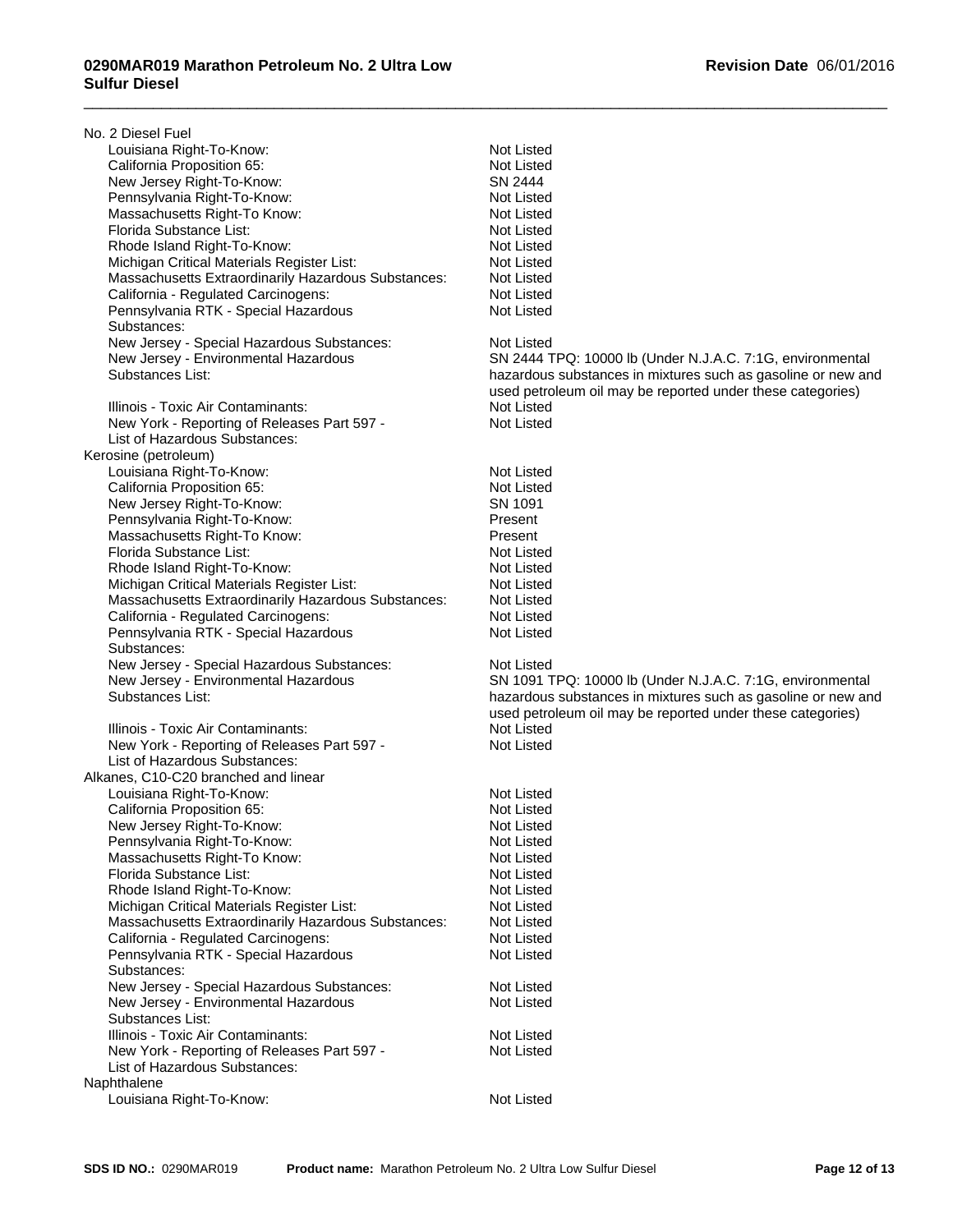**No. 2 Diesel Fuel**

| | |
|---|---|
| Louisiana Right-To-Know: | Not Listed |
| California Proposition 65: | Not Listed |
| New Jersey Right-To-Know: | SN 2444 |
| Pennsylvania Right-To-Know: | Not Listed |
| Massachusetts Right-To Know: | Not Listed |
| Florida Substance List: | Not Listed |
| Rhode Island Right-To-Know: | Not Listed |
| Michigan Critical Materials Register List: | Not Listed |
| Massachusetts Extraordinarily Hazardous Substances: | Not Listed |
| California - Regulated Carcinogens: | Not Listed |
| Pennsylvania RTK - Special Hazardous Substances: | Not Listed |
| New Jersey - Special Hazardous Substances: | Not Listed |
| New Jersey - Environmental Hazardous Substances List: | SN 2444 TPQ: 10000 lb (Under N.J.A.C. 7:1G, environmental hazardous substances in mixtures such as gasoline or new and used petroleum oil may be reported under these categories) |
| Illinois - Toxic Air Contaminants: | Not Listed |
| New York - Reporting of Releases Part 597 - List of Hazardous Substances: | Not Listed |

**Kerosine (petroleum)**

| | |
|---|---|
| Louisiana Right-To-Know: | Not Listed |
| California Proposition 65: | Not Listed |
| New Jersey Right-To-Know: | SN 1091 |
| Pennsylvania Right-To-Know: | Present |
| Massachusetts Right-To Know: | Present |
| Florida Substance List: | Not Listed |
| Rhode Island Right-To-Know: | Not Listed |
| Michigan Critical Materials Register List: | Not Listed |
| Massachusetts Extraordinarily Hazardous Substances: | Not Listed |
| California - Regulated Carcinogens: | Not Listed |
| Pennsylvania RTK - Special Hazardous Substances: | Not Listed |
| New Jersey - Special Hazardous Substances: | Not Listed |
| New Jersey - Environmental Hazardous Substances List: | SN 1091 TPQ: 10000 lb (Under N.J.A.C. 7:1G, environmental hazardous substances in mixtures such as gasoline or new and used petroleum oil may be reported under these categories) |
| Illinois - Toxic Air Contaminants: | Not Listed |
| New York - Reporting of Releases Part 597 - List of Hazardous Substances: | Not Listed |

**Alkanes, C10-C20 branched and linear**

| | |
|---|---|
| Louisiana Right-To-Know: | Not Listed |
| California Proposition 65: | Not Listed |
| New Jersey Right-To-Know: | Not Listed |
| Pennsylvania Right-To-Know: | Not Listed |
| Massachusetts Right-To Know: | Not Listed |
| Florida Substance List: | Not Listed |
| Rhode Island Right-To-Know: | Not Listed |
| Michigan Critical Materials Register List: | Not Listed |
| Massachusetts Extraordinarily Hazardous Substances: | Not Listed |
| California - Regulated Carcinogens: | Not Listed |
| Pennsylvania RTK - Special Hazardous Substances: | Not Listed |
| New Jersey - Special Hazardous Substances: | Not Listed |
| New Jersey - Environmental Hazardous Substances List: | Not Listed |
| Illinois - Toxic Air Contaminants: | Not Listed |
| New York - Reporting of Releases Part 597 - List of Hazardous Substances: | Not Listed |

**Naphthalene**

| | |
|---|---|
| Louisiana Right-To-Know: | Not Listed |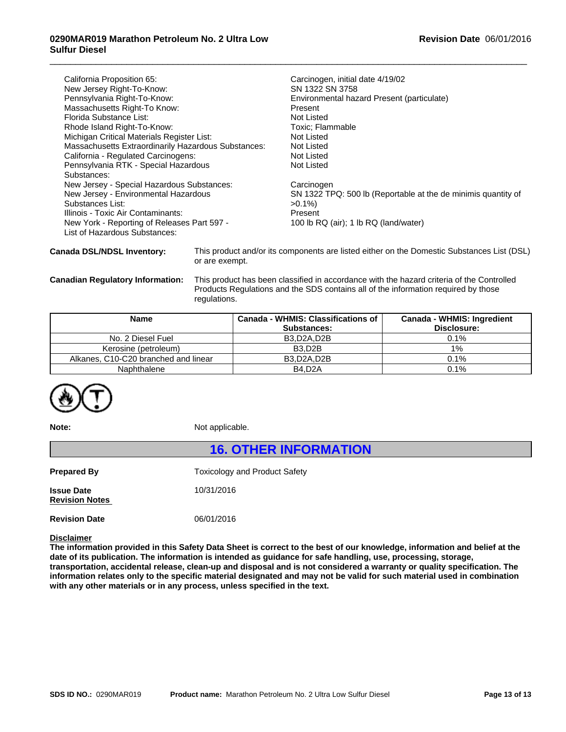| | |
|---|---|
| California Proposition 65: | Carcinogen, initial date 4/19/02 |
| New Jersey Right-To-Know: | SN 1322 SN 3758 |
| Pennsylvania Right-To-Know: | Environmental hazard Present (particulate) |
| Massachusetts Right-To Know: | Present |
| Florida Substance List: | Not Listed |
| Rhode Island Right-To-Know: | Toxic; Flammable |
| Michigan Critical Materials Register List: | Not Listed |
| Massachusetts Extraordinarily Hazardous Substances: | Not Listed |
| California - Regulated Carcinogens: | Not Listed |
| Pennsylvania RTK - Special Hazardous Substances: | Not Listed |
| New Jersey - Special Hazardous Substances: | Carcinogen |
| New Jersey - Environmental Hazardous Substances List: | SN 1322 TPQ: 500 lb (Reportable at the de minimis quantity of >0.1%) |
| Illinois - Toxic Air Contaminants: | Present |
| New York - Reporting of Releases Part 597 - List of Hazardous Substances: | 100 lb RQ (air); 1 lb RQ (land/water) |

**Canada DSL/NDSL Inventory:** This product and/or its components are listed either on the Domestic Substances List (DSL) or are exempt.

**Canadian Regulatory Information:** This product has been classified in accordance with the hazard criteria of the Controlled Products Regulations and the SDS contains all of the information required by those regulations.

| Name | Canada - WHMIS: Classifications of Substances: | Canada - WHMIS: Ingredient Disclosure: |
|---|---|---|
| No. 2 Diesel Fuel | B3,D2A,D2B | 0.1% |
| Kerosine (petroleum) | B3,D2B | 1% |
| Alkanes, C10-C20 branched and linear | B3,D2A,D2B | 0.1% |
| Naphthalene | B4,D2A | 0.1% |

**Note:** Not applicable.

## 16. OTHER INFORMATION

**Prepared By** Toxicology and Product Safety

**Issue Date** 10/31/2016

**Revision Notes**

**Revision Date** 06/01/2016

**Disclaimer**

**The information provided in this Safety Data Sheet is correct to the best of our knowledge, information and belief at the date of its publication. The information is intended as guidance for safe handling, use, processing, storage, transportation, accidental release, clean-up and disposal and is not considered a warranty or quality specification. The information relates only to the specific material designated and may not be valid for such material used in combination with any other materials or in any process, unless specified in the text.**